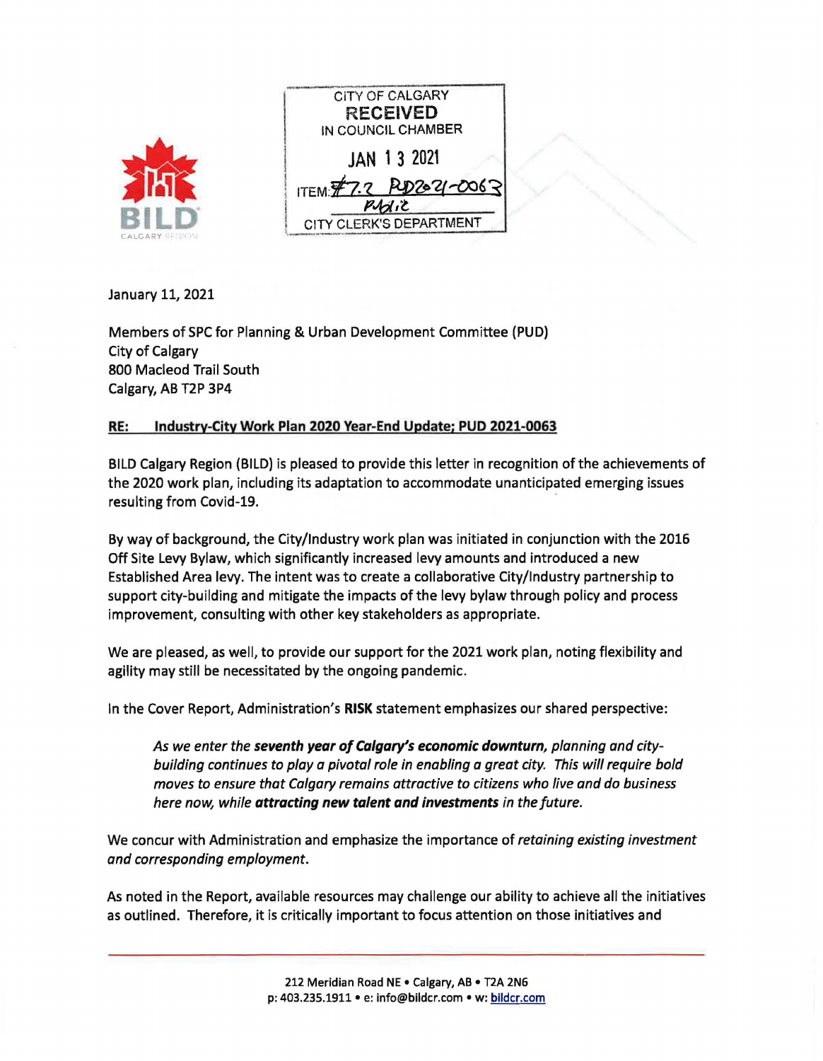BILD CALGARY REGION

CITY OF CALGARY
RECEIVED
IN COUNCIL CHAMBER
JAN 13 2021
ITEM: #7.2 PUD2021-0063
Public
CITY CLERK'S DEPARTMENT

January 11, 2021

Members of SPC for Planning & Urban Development Committee (PUD)
City of Calgary
800 Macleod Trail South
Calgary, AB T2P 3P4

**RE: Industry-City Work Plan 2020 Year-End Update; PUD 2021-0063**

BILD Calgary Region (BILD) is pleased to provide this letter in recognition of the achievements of the 2020 work plan, including its adaptation to accommodate unanticipated emerging issues resulting from Covid-19.

By way of background, the City/Industry work plan was initiated in conjunction with the 2016 Off Site Levy Bylaw, which significantly increased levy amounts and introduced a new Established Area levy. The intent was to create a collaborative City/Industry partnership to support city-building and mitigate the impacts of the levy bylaw through policy and process improvement, consulting with other key stakeholders as appropriate.

We are pleased, as well, to provide our support for the 2021 work plan, noting flexibility and agility may still be necessitated by the ongoing pandemic.

In the Cover Report, Administration's **RISK** statement emphasizes our shared perspective:

> *As we enter the **seventh year of Calgary's economic downturn**, planning and city-building continues to play a pivotal role in enabling a great city. This will require bold moves to ensure that Calgary remains attractive to citizens who live and do business here now, while **attracting new talent and investments** in the future.*

We concur with Administration and emphasize the importance of *retaining existing investment and corresponding employment*.

As noted in the Report, available resources may challenge our ability to achieve all the initiatives as outlined. Therefore, it is critically important to focus attention on those initiatives and

212 Meridian Road NE • Calgary, AB • T2A 2N6
p: 403.235.1911 • e: info@bildcr.com • w: bildcr.com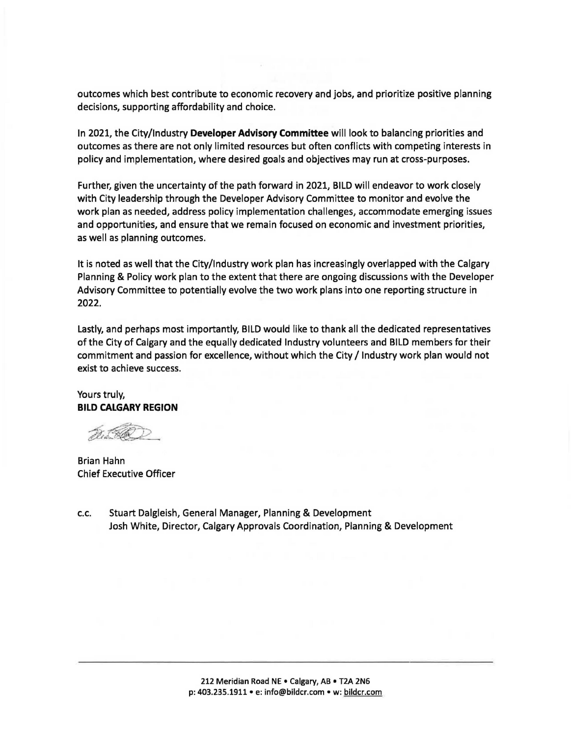outcomes which best contribute to economic recovery and jobs, and prioritize positive planning decisions, supporting affordability and choice.

In 2021, the City/Industry **Developer Advisory Committee** will look to balancing priorities and outcomes as there are not only limited resources but often conflicts with competing interests in policy and implementation, where desired goals and objectives may run at cross-purposes.

Further, given the uncertainty of the path forward in 2021, BILD will endeavor to work closely with City leadership through the Developer Advisory Committee to monitor and evolve the work plan as needed, address policy implementation challenges, accommodate emerging issues and opportunities, and ensure that we remain focused on economic and investment priorities, as well as planning outcomes.

It is noted as well that the City/Industry work plan has increasingly overlapped with the Calgary Planning & Policy work plan to the extent that there are ongoing discussions with the Developer Advisory Committee to potentially evolve the two work plans into one reporting structure in 2022.

Lastly, and perhaps most importantly, BILD would like to thank all the dedicated representatives of the City of Calgary and the equally dedicated Industry volunteers and BILD members for their commitment and passion for excellence, without which the City / Industry work plan would not exist to achieve success.

Yours truly,
**BILD CALGARY REGION**

Brian Hahn
Chief Executive Officer

c.c. Stuart Dalgleish, General Manager, Planning & Development
Josh White, Director, Calgary Approvals Coordination, Planning & Development

212 Meridian Road NE • Calgary, AB • T2A 2N6
p: 403.235.1911 • e: info@bildcr.com • w: bildcr.com